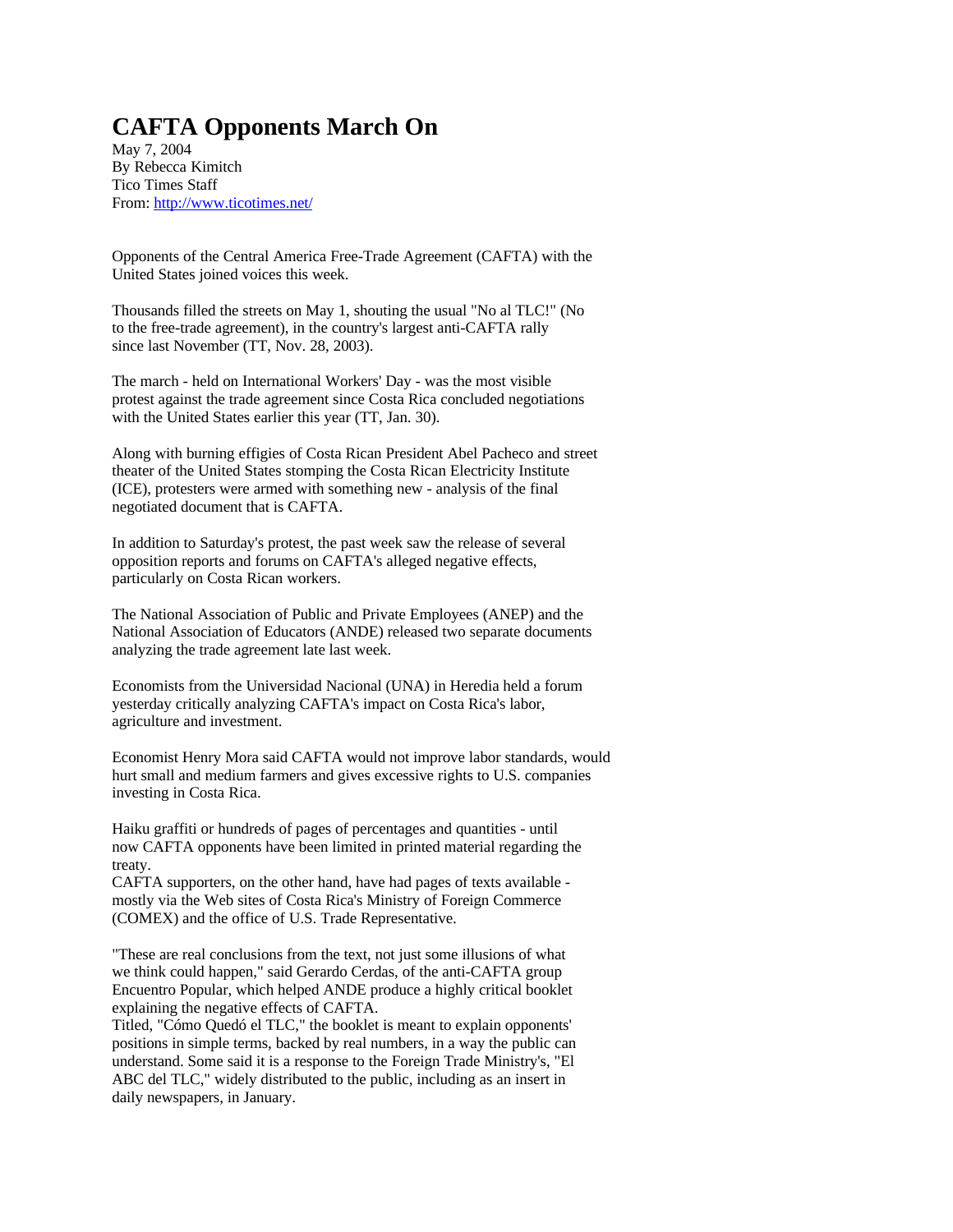# CAFTA Opponents March On

May 7, 2004
By Rebecca Kimitch
Tico Times Staff
From: http://www.ticotimes.net/

Opponents of the Central America Free-Trade Agreement (CAFTA) with the United States joined voices this week.

Thousands filled the streets on May 1, shouting the usual "No al TLC!" (No to the free-trade agreement), in the country's largest anti-CAFTA rally since last November (TT, Nov. 28, 2003).

The march - held on International Workers' Day - was the most visible protest against the trade agreement since Costa Rica concluded negotiations with the United States earlier this year (TT, Jan. 30).

Along with burning effigies of Costa Rican President Abel Pacheco and street theater of the United States stomping the Costa Rican Electricity Institute (ICE), protesters were armed with something new - analysis of the final negotiated document that is CAFTA.

In addition to Saturday's protest, the past week saw the release of several opposition reports and forums on CAFTA's alleged negative effects, particularly on Costa Rican workers.

The National Association of Public and Private Employees (ANEP) and the National Association of Educators (ANDE) released two separate documents analyzing the trade agreement late last week.

Economists from the Universidad Nacional (UNA) in Heredia held a forum yesterday critically analyzing CAFTA's impact on Costa Rica's labor, agriculture and investment.

Economist Henry Mora said CAFTA would not improve labor standards, would hurt small and medium farmers and gives excessive rights to U.S. companies investing in Costa Rica.

Haiku graffiti or hundreds of pages of percentages and quantities - until now CAFTA opponents have been limited in printed material regarding the treaty.
CAFTA supporters, on the other hand, have had pages of texts available - mostly via the Web sites of Costa Rica's Ministry of Foreign Commerce (COMEX) and the office of U.S. Trade Representative.

"These are real conclusions from the text, not just some illusions of what we think could happen," said Gerardo Cerdas, of the anti-CAFTA group Encuentro Popular, which helped ANDE produce a highly critical booklet explaining the negative effects of CAFTA.
Titled, "Cómo Quedó el TLC," the booklet is meant to explain opponents' positions in simple terms, backed by real numbers, in a way the public can understand. Some said it is a response to the Foreign Trade Ministry's, "El ABC del TLC," widely distributed to the public, including as an insert in daily newspapers, in January.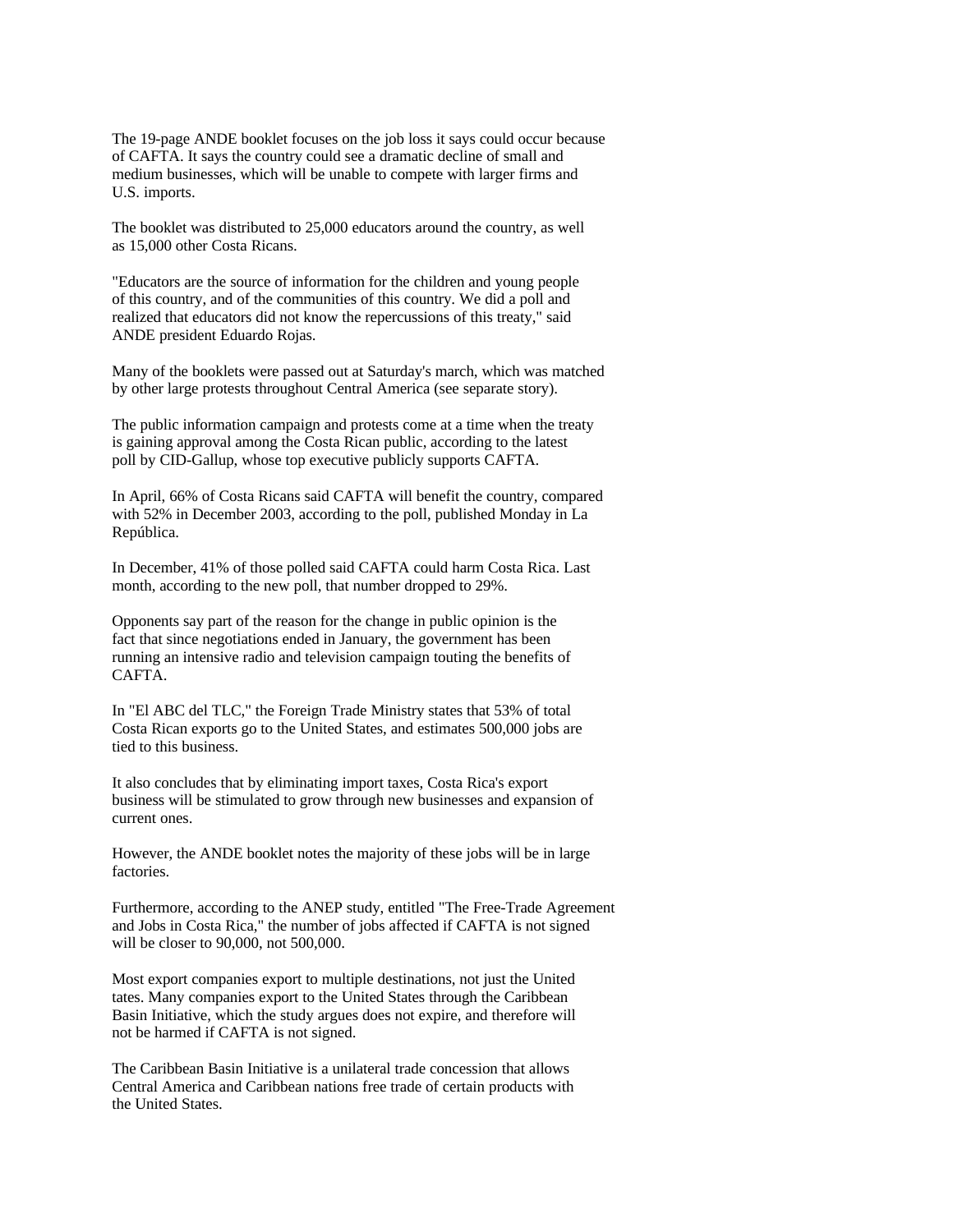The 19-page ANDE booklet focuses on the job loss it says could occur because of CAFTA. It says the country could see a dramatic decline of small and medium businesses, which will be unable to compete with larger firms and U.S. imports.

The booklet was distributed to 25,000 educators around the country, as well as 15,000 other Costa Ricans.

"Educators are the source of information for the children and young people of this country, and of the communities of this country. We did a poll and realized that educators did not know the repercussions of this treaty," said ANDE president Eduardo Rojas.

Many of the booklets were passed out at Saturday's march, which was matched by other large protests throughout Central America (see separate story).

The public information campaign and protests come at a time when the treaty is gaining approval among the Costa Rican public, according to the latest poll by CID-Gallup, whose top executive publicly supports CAFTA.

In April, 66% of Costa Ricans said CAFTA will benefit the country, compared with 52% in December 2003, according to the poll, published Monday in La República.

In December, 41% of those polled said CAFTA could harm Costa Rica. Last month, according to the new poll, that number dropped to 29%.

Opponents say part of the reason for the change in public opinion is the fact that since negotiations ended in January, the government has been running an intensive radio and television campaign touting the benefits of CAFTA.

In "El ABC del TLC," the Foreign Trade Ministry states that 53% of total Costa Rican exports go to the United States, and estimates 500,000 jobs are tied to this business.

It also concludes that by eliminating import taxes, Costa Rica's export business will be stimulated to grow through new businesses and expansion of current ones.

However, the ANDE booklet notes the majority of these jobs will be in large factories.

Furthermore, according to the ANEP study, entitled "The Free-Trade Agreement and Jobs in Costa Rica," the number of jobs affected if CAFTA is not signed will be closer to 90,000, not 500,000.

Most export companies export to multiple destinations, not just the United tates. Many companies export to the United States through the Caribbean Basin Initiative, which the study argues does not expire, and therefore will not be harmed if CAFTA is not signed.

The Caribbean Basin Initiative is a unilateral trade concession that allows Central America and Caribbean nations free trade of certain products with the United States.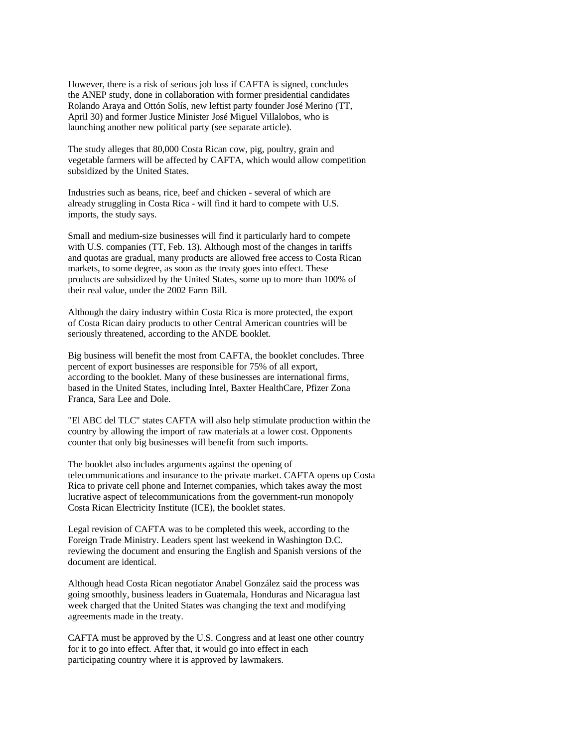However, there is a risk of serious job loss if CAFTA is signed, concludes the ANEP study, done in collaboration with former presidential candidates Rolando Araya and Ottón Solís, new leftist party founder José Merino (TT, April 30) and former Justice Minister José Miguel Villalobos, who is launching another new political party (see separate article).

The study alleges that 80,000 Costa Rican cow, pig, poultry, grain and vegetable farmers will be affected by CAFTA, which would allow competition subsidized by the United States.

Industries such as beans, rice, beef and chicken - several of which are already struggling in Costa Rica - will find it hard to compete with U.S. imports, the study says.

Small and medium-size businesses will find it particularly hard to compete with U.S. companies (TT, Feb. 13). Although most of the changes in tariffs and quotas are gradual, many products are allowed free access to Costa Rican markets, to some degree, as soon as the treaty goes into effect. These products are subsidized by the United States, some up to more than 100% of their real value, under the 2002 Farm Bill.

Although the dairy industry within Costa Rica is more protected, the export of Costa Rican dairy products to other Central American countries will be seriously threatened, according to the ANDE booklet.

Big business will benefit the most from CAFTA, the booklet concludes. Three percent of export businesses are responsible for 75% of all export, according to the booklet. Many of these businesses are international firms, based in the United States, including Intel, Baxter HealthCare, Pfizer Zona Franca, Sara Lee and Dole.

"El ABC del TLC" states CAFTA will also help stimulate production within the country by allowing the import of raw materials at a lower cost. Opponents counter that only big businesses will benefit from such imports.

The booklet also includes arguments against the opening of telecommunications and insurance to the private market. CAFTA opens up Costa Rica to private cell phone and Internet companies, which takes away the most lucrative aspect of telecommunications from the government-run monopoly Costa Rican Electricity Institute (ICE), the booklet states.

Legal revision of CAFTA was to be completed this week, according to the Foreign Trade Ministry. Leaders spent last weekend in Washington D.C. reviewing the document and ensuring the English and Spanish versions of the document are identical.

Although head Costa Rican negotiator Anabel González said the process was going smoothly, business leaders in Guatemala, Honduras and Nicaragua last week charged that the United States was changing the text and modifying agreements made in the treaty.

CAFTA must be approved by the U.S. Congress and at least one other country for it to go into effect. After that, it would go into effect in each participating country where it is approved by lawmakers.